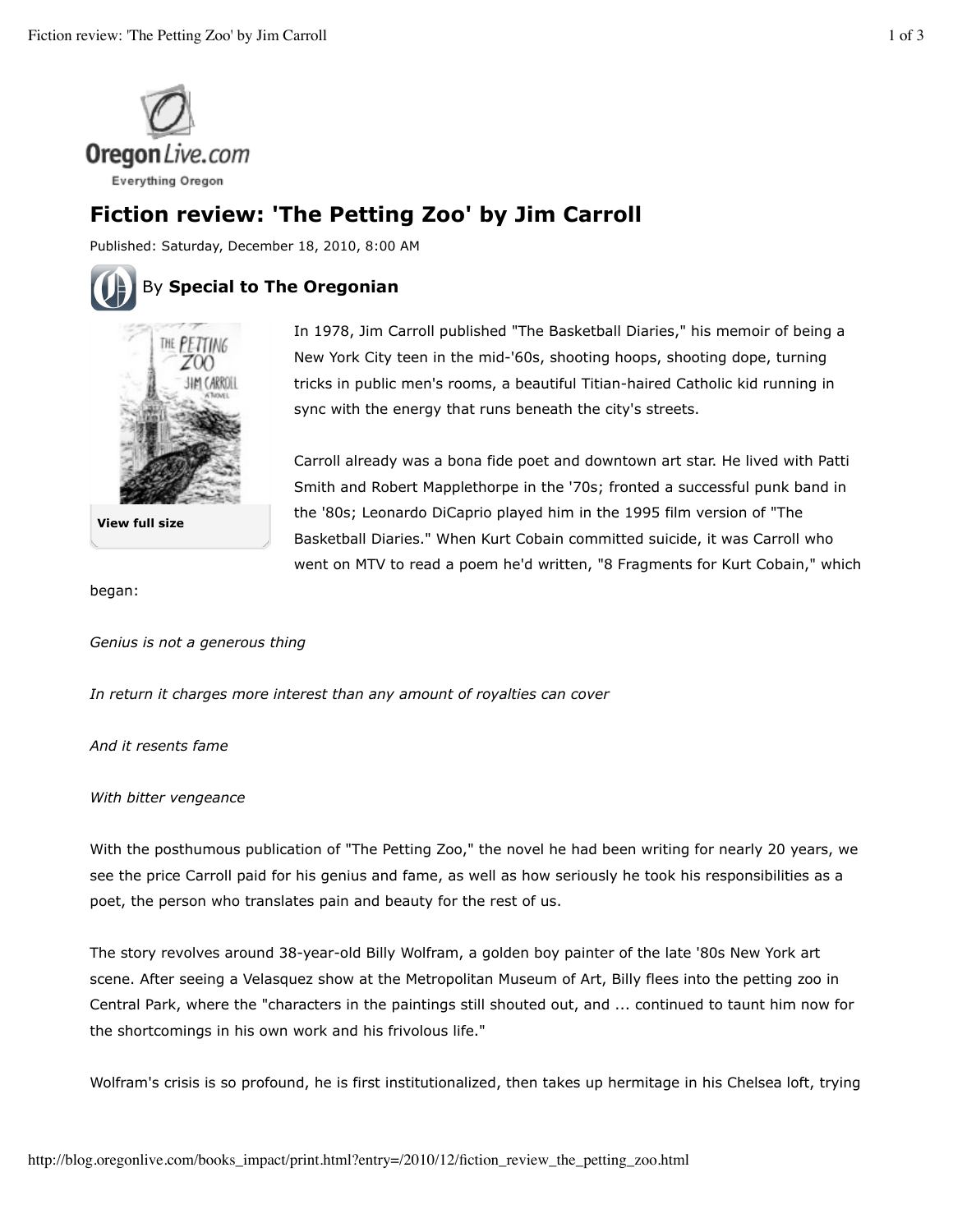# Fiction review: 'The Petting Zoo' by Jim Carroll

Published: Saturday, December 18, 2010, 8:00 AM

By **Special to The Oregonian**

View full size

In 1978, Jim Carroll published "The Basketball Diaries," his memoir of being a New York City teen in the mid-'60s, shooting hoops, shooting dope, turning tricks in public men's rooms, a beautiful Titian-haired Catholic kid running in sync with the energy that runs beneath the city's streets.

Carroll already was a bona fide poet and downtown art star. He lived with Patti Smith and Robert Mapplethorpe in the '70s; fronted a successful punk band in the '80s; Leonardo DiCaprio played him in the 1995 film version of "The Basketball Diaries." When Kurt Cobain committed suicide, it was Carroll who went on MTV to read a poem he'd written, "8 Fragments for Kurt Cobain," which began:

*Genius is not a generous thing*

*In return it charges more interest than any amount of royalties can cover*

*And it resents fame*

*With bitter vengeance*

With the posthumous publication of "The Petting Zoo," the novel he had been writing for nearly 20 years, we see the price Carroll paid for his genius and fame, as well as how seriously he took his responsibilities as a poet, the person who translates pain and beauty for the rest of us.

The story revolves around 38-year-old Billy Wolfram, a golden boy painter of the late '80s New York art scene. After seeing a Velasquez show at the Metropolitan Museum of Art, Billy flees into the petting zoo in Central Park, where the "characters in the paintings still shouted out, and ... continued to taunt him now for the shortcomings in his own work and his frivolous life."

Wolfram's crisis is so profound, he is first institutionalized, then takes up hermitage in his Chelsea loft, trying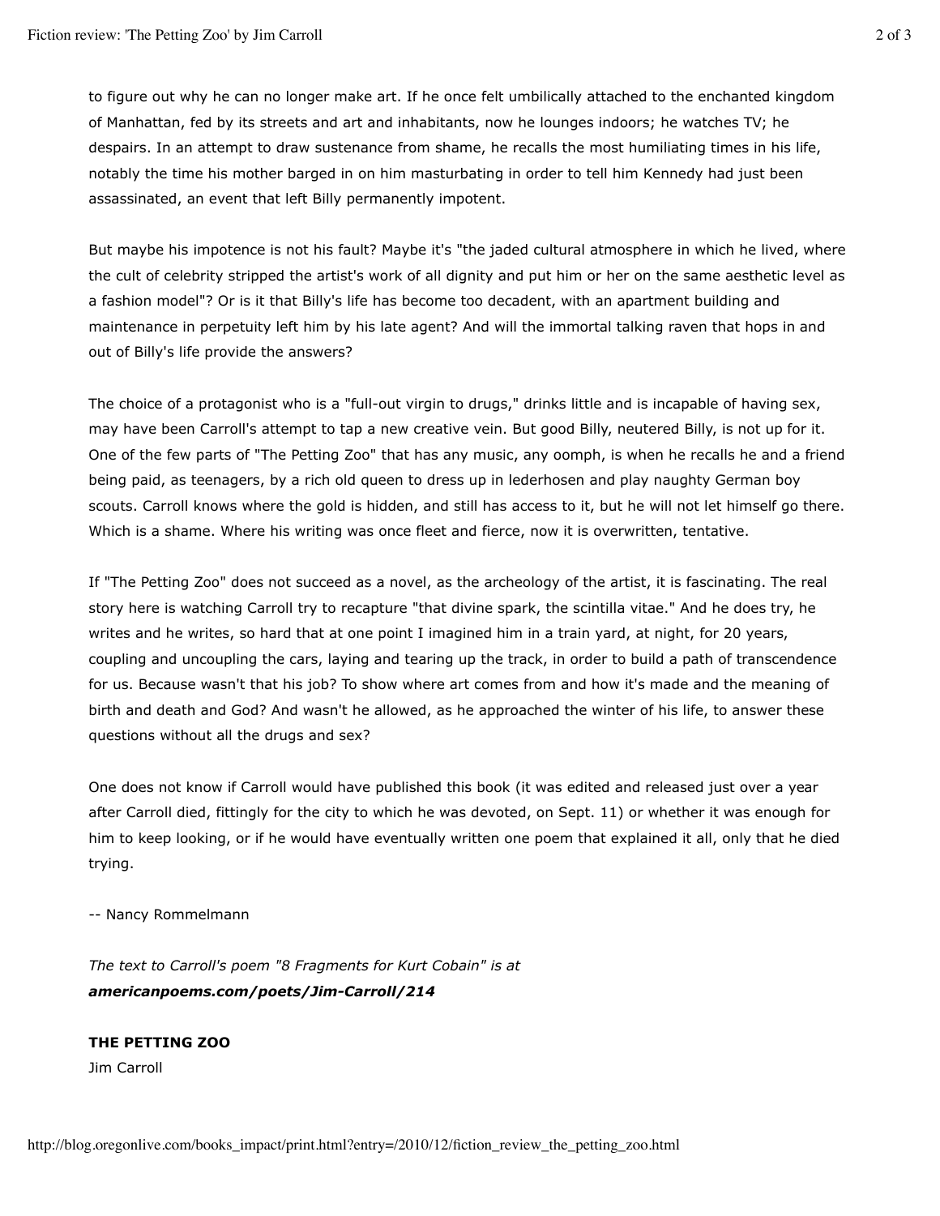to figure out why he can no longer make art. If he once felt umbilically attached to the enchanted kingdom of Manhattan, fed by its streets and art and inhabitants, now he lounges indoors; he watches TV; he despairs. In an attempt to draw sustenance from shame, he recalls the most humiliating times in his life, notably the time his mother barged in on him masturbating in order to tell him Kennedy had just been assassinated, an event that left Billy permanently impotent.

But maybe his impotence is not his fault? Maybe it's "the jaded cultural atmosphere in which he lived, where the cult of celebrity stripped the artist's work of all dignity and put him or her on the same aesthetic level as a fashion model"? Or is it that Billy's life has become too decadent, with an apartment building and maintenance in perpetuity left him by his late agent? And will the immortal talking raven that hops in and out of Billy's life provide the answers?

The choice of a protagonist who is a "full-out virgin to drugs," drinks little and is incapable of having sex, may have been Carroll's attempt to tap a new creative vein. But good Billy, neutered Billy, is not up for it. One of the few parts of "The Petting Zoo" that has any music, any oomph, is when he recalls he and a friend being paid, as teenagers, by a rich old queen to dress up in lederhosen and play naughty German boy scouts. Carroll knows where the gold is hidden, and still has access to it, but he will not let himself go there. Which is a shame. Where his writing was once fleet and fierce, now it is overwritten, tentative.

If "The Petting Zoo" does not succeed as a novel, as the archeology of the artist, it is fascinating. The real story here is watching Carroll try to recapture "that divine spark, the scintilla vitae." And he does try, he writes and he writes, so hard that at one point I imagined him in a train yard, at night, for 20 years, coupling and uncoupling the cars, laying and tearing up the track, in order to build a path of transcendence for us. Because wasn't that his job? To show where art comes from and how it's made and the meaning of birth and death and God? And wasn't he allowed, as he approached the winter of his life, to answer these questions without all the drugs and sex?

One does not know if Carroll would have published this book (it was edited and released just over a year after Carroll died, fittingly for the city to which he was devoted, on Sept. 11) or whether it was enough for him to keep looking, or if he would have eventually written one poem that explained it all, only that he died trying.

-- Nancy Rommelmann

*The text to Carroll's poem "8 Fragments for Kurt Cobain" is at* ***americanpoems.com/poets/Jim-Carroll/214***

**THE PETTING ZOO**
Jim Carroll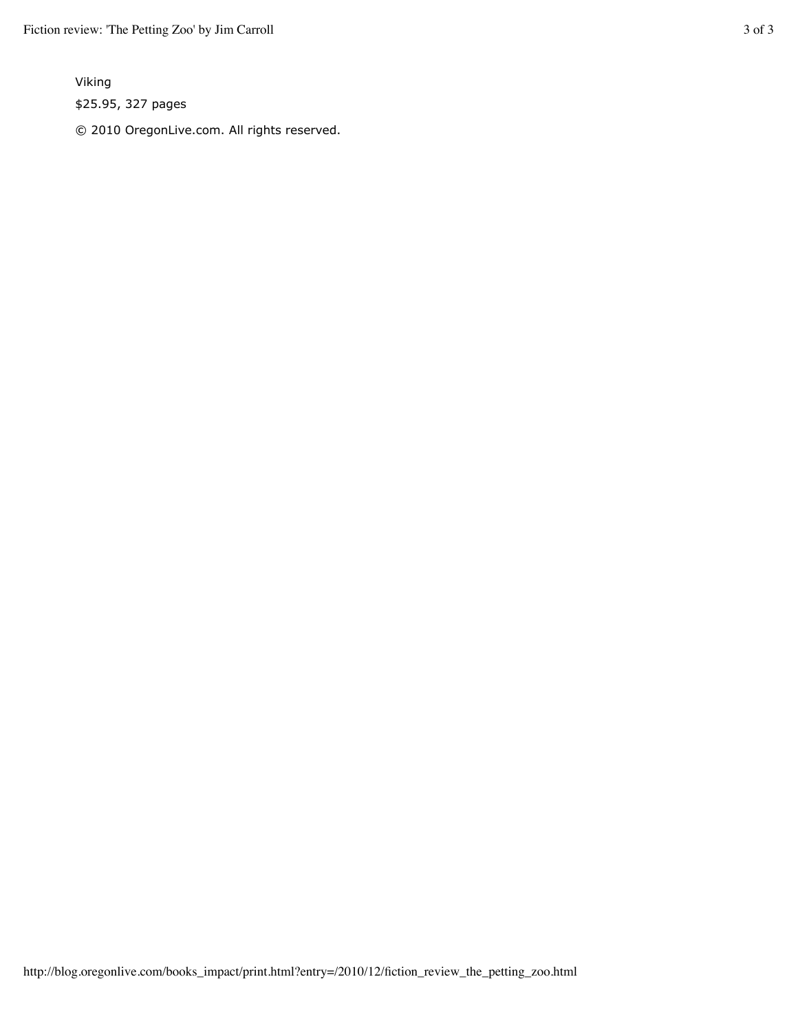Viking

$25.95, 327 pages

© 2010 OregonLive.com. All rights reserved.